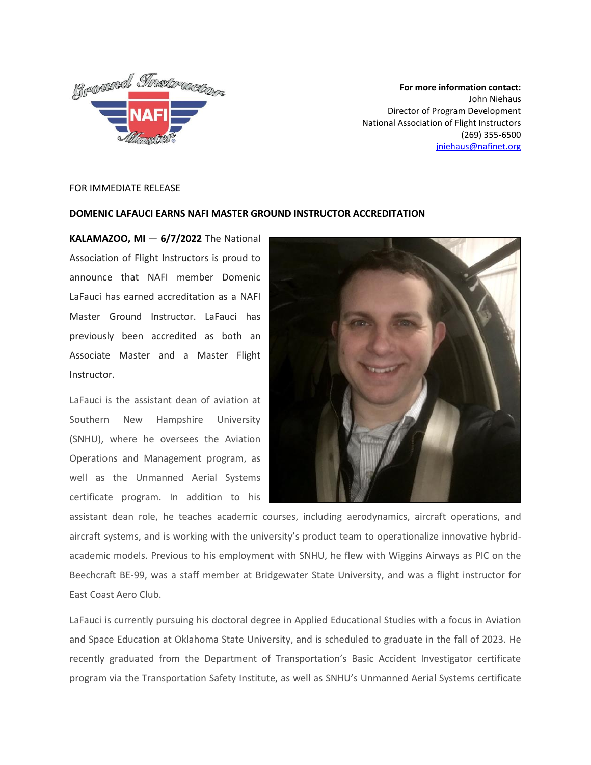**For more information contact:**
John Niehaus
Director of Program Development
National Association of Flight Instructors
(269) 355-6500
jniehaus@nafinet.org

FOR IMMEDIATE RELEASE

**DOMENIC LAFAUCI EARNS NAFI MASTER GROUND INSTRUCTOR ACCREDITATION**

**KALAMAZOO, MI — 6/7/2022** The National Association of Flight Instructors is proud to announce that NAFI member Domenic LaFauci has earned accreditation as a NAFI Master Ground Instructor. LaFauci has previously been accredited as both an Associate Master and a Master Flight Instructor.

LaFauci is the assistant dean of aviation at Southern New Hampshire University (SNHU), where he oversees the Aviation Operations and Management program, as well as the Unmanned Aerial Systems certificate program. In addition to his assistant dean role, he teaches academic courses, including aerodynamics, aircraft operations, and aircraft systems, and is working with the university's product team to operationalize innovative hybrid-academic models. Previous to his employment with SNHU, he flew with Wiggins Airways as PIC on the Beechcraft BE-99, was a staff member at Bridgewater State University, and was a flight instructor for East Coast Aero Club.

LaFauci is currently pursuing his doctoral degree in Applied Educational Studies with a focus in Aviation and Space Education at Oklahoma State University, and is scheduled to graduate in the fall of 2023. He recently graduated from the Department of Transportation's Basic Accident Investigator certificate program via the Transportation Safety Institute, as well as SNHU's Unmanned Aerial Systems certificate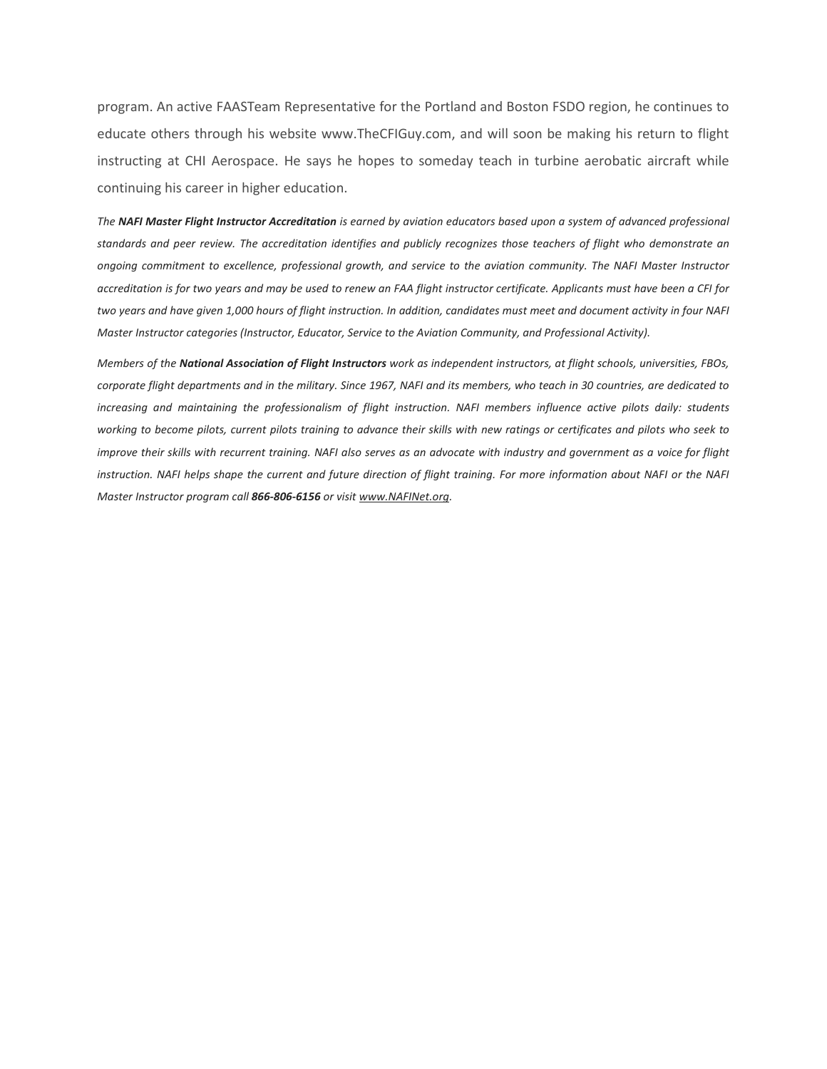program. An active FAASTeam Representative for the Portland and Boston FSDO region, he continues to educate others through his website www.TheCFIGuy.com, and will soon be making his return to flight instructing at CHI Aerospace. He says he hopes to someday teach in turbine aerobatic aircraft while continuing his career in higher education.

*The **NAFI Master Flight Instructor Accreditation** is earned by aviation educators based upon a system of advanced professional standards and peer review. The accreditation identifies and publicly recognizes those teachers of flight who demonstrate an ongoing commitment to excellence, professional growth, and service to the aviation community. The NAFI Master Instructor accreditation is for two years and may be used to renew an FAA flight instructor certificate. Applicants must have been a CFI for two years and have given 1,000 hours of flight instruction. In addition, candidates must meet and document activity in four NAFI Master Instructor categories (Instructor, Educator, Service to the Aviation Community, and Professional Activity).*

*Members of the **National Association of Flight Instructors** work as independent instructors, at flight schools, universities, FBOs, corporate flight departments and in the military. Since 1967, NAFI and its members, who teach in 30 countries, are dedicated to increasing and maintaining the professionalism of flight instruction. NAFI members influence active pilots daily: students working to become pilots, current pilots training to advance their skills with new ratings or certificates and pilots who seek to improve their skills with recurrent training. NAFI also serves as an advocate with industry and government as a voice for flight instruction. NAFI helps shape the current and future direction of flight training. For more information about NAFI or the NAFI Master Instructor program call **866-806-6156** or visit [www.NAFINet.org](http://www.NAFINet.org).*